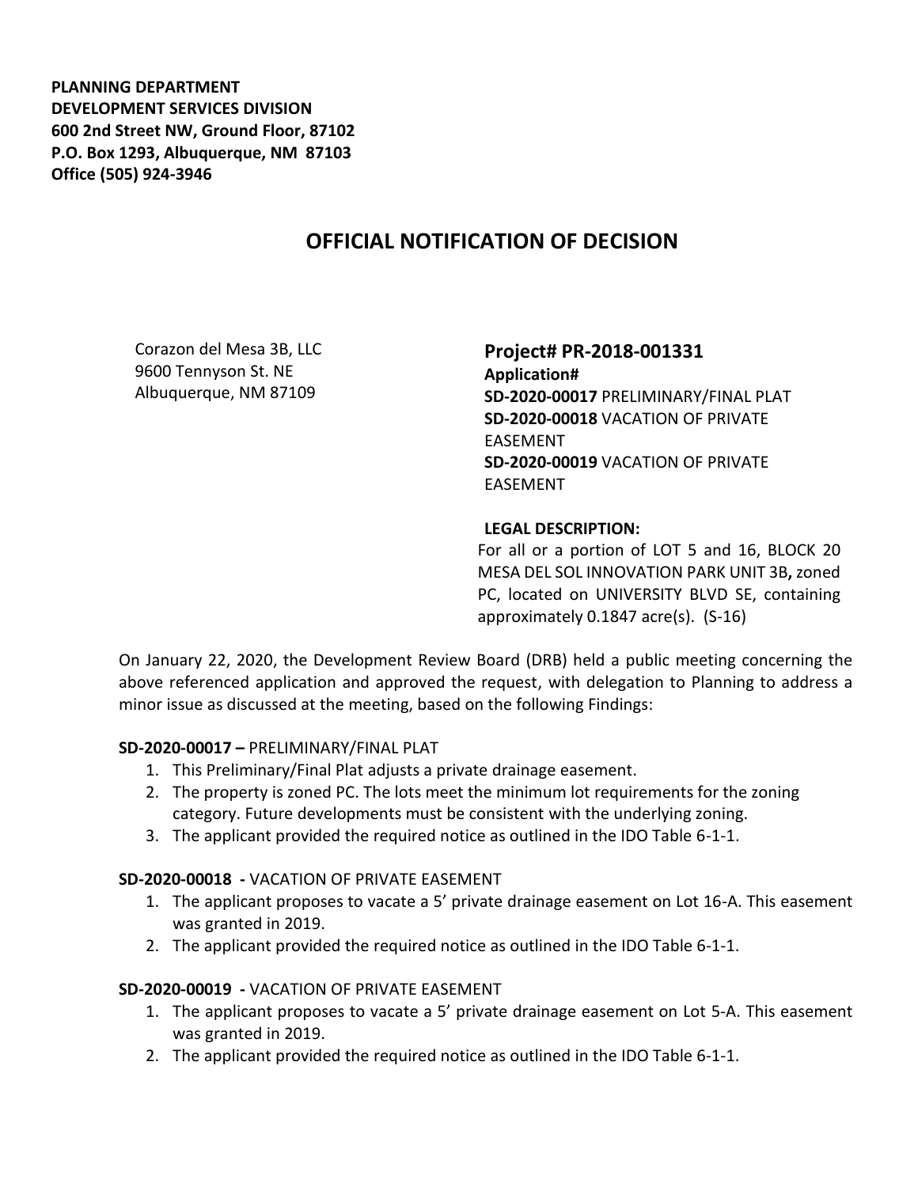**PLANNING DEPARTMENT**
**DEVELOPMENT SERVICES DIVISION**
**600 2nd Street NW, Ground Floor, 87102**
**P.O. Box 1293, Albuquerque, NM 87103**
**Office (505) 924-3946**

# OFFICIAL NOTIFICATION OF DECISION

Corazon del Mesa 3B, LLC
9600 Tennyson St. NE
Albuquerque, NM 87109

**Project# PR-2018-001331**
**Application#**
**SD-2020-00017** PRELIMINARY/FINAL PLAT
**SD-2020-00018** VACATION OF PRIVATE EASEMENT
**SD-2020-00019** VACATION OF PRIVATE EASEMENT

**LEGAL DESCRIPTION:**
For all or a portion of LOT 5 and 16, BLOCK 20 MESA DEL SOL INNOVATION PARK UNIT 3B**,** zoned PC, located on UNIVERSITY BLVD SE, containing approximately 0.1847 acre(s). (S-16)

On January 22, 2020, the Development Review Board (DRB) held a public meeting concerning the above referenced application and approved the request, with delegation to Planning to address a minor issue as discussed at the meeting, based on the following Findings:

**SD-2020-00017 –** PRELIMINARY/FINAL PLAT

1. This Preliminary/Final Plat adjusts a private drainage easement.
2. The property is zoned PC. The lots meet the minimum lot requirements for the zoning category. Future developments must be consistent with the underlying zoning.
3. The applicant provided the required notice as outlined in the IDO Table 6-1-1.

**SD-2020-00018 -** VACATION OF PRIVATE EASEMENT

1. The applicant proposes to vacate a 5' private drainage easement on Lot 16-A. This easement was granted in 2019.
2. The applicant provided the required notice as outlined in the IDO Table 6-1-1.

**SD-2020-00019 -** VACATION OF PRIVATE EASEMENT

1. The applicant proposes to vacate a 5' private drainage easement on Lot 5-A. This easement was granted in 2019.
2. The applicant provided the required notice as outlined in the IDO Table 6-1-1.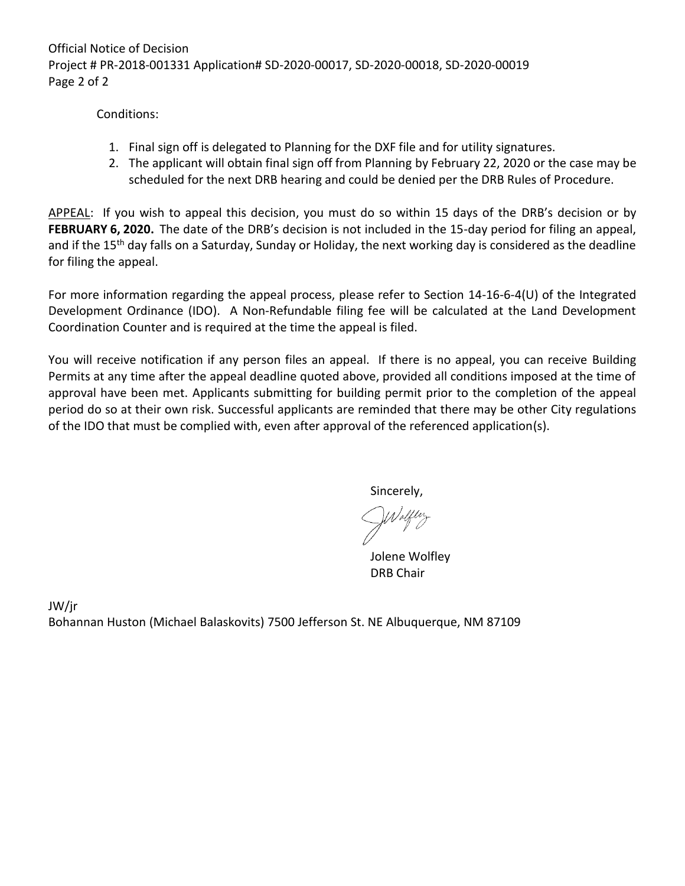Conditions:

1. Final sign off is delegated to Planning for the DXF file and for utility signatures.
2. The applicant will obtain final sign off from Planning by February 22, 2020 or the case may be scheduled for the next DRB hearing and could be denied per the DRB Rules of Procedure.

APPEAL: If you wish to appeal this decision, you must do so within 15 days of the DRB's decision or by **FEBRUARY 6, 2020.** The date of the DRB's decision is not included in the 15-day period for filing an appeal, and if the 15th day falls on a Saturday, Sunday or Holiday, the next working day is considered as the deadline for filing the appeal.

For more information regarding the appeal process, please refer to Section 14-16-6-4(U) of the Integrated Development Ordinance (IDO). A Non-Refundable filing fee will be calculated at the Land Development Coordination Counter and is required at the time the appeal is filed.

You will receive notification if any person files an appeal. If there is no appeal, you can receive Building Permits at any time after the appeal deadline quoted above, provided all conditions imposed at the time of approval have been met. Applicants submitting for building permit prior to the completion of the appeal period do so at their own risk. Successful applicants are reminded that there may be other City regulations of the IDO that must be complied with, even after approval of the referenced application(s).

Sincerely,

Jolene Wolfley
DRB Chair

JW/jr
Bohannan Huston (Michael Balaskovits) 7500 Jefferson St. NE Albuquerque, NM 87109